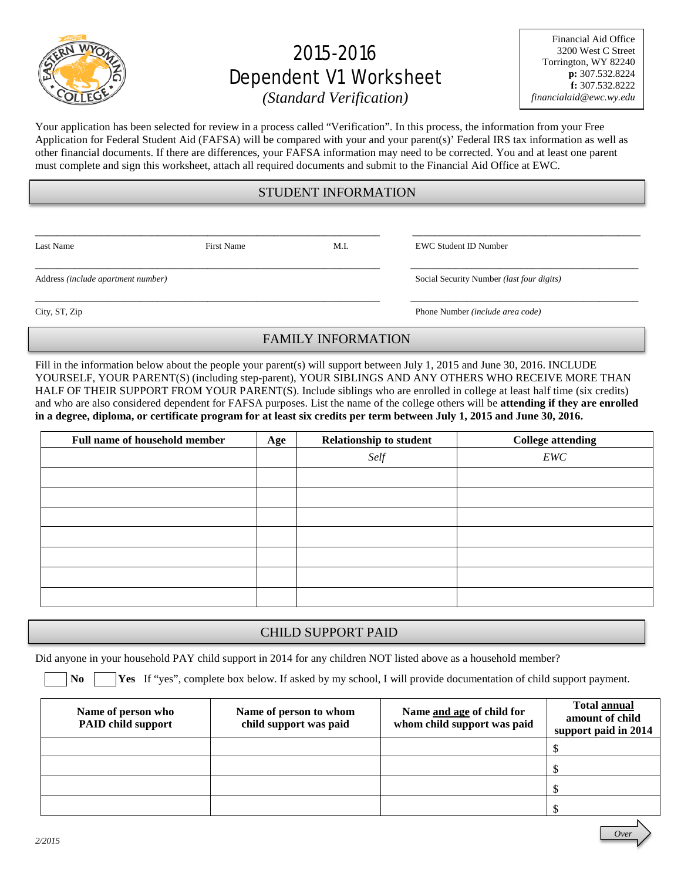# 2015-2016 Dependent V1 Worksheet

*(Standard Verification)*

Financial Aid Office
3200 West C Street
Torrington, WY 82240
**p:** 307.532.8224
**f:** 307.532.8222
*financialaid@ewc.wy.edu*

Your application has been selected for review in a process called "Verification". In this process, the information from your Free Application for Federal Student Aid (FAFSA) will be compared with your and your parent(s)' Federal IRS tax information as well as other financial documents. If there are differences, your FAFSA information may need to be corrected. You and at least one parent must complete and sign this worksheet, attach all required documents and submit to the Financial Aid Office at EWC.

## STUDENT INFORMATION

_______________________________________________ &nbsp;&nbsp; ___________________________________
Last Name &nbsp;&nbsp;&nbsp;&nbsp; First Name &nbsp;&nbsp;&nbsp;&nbsp; M.I. &nbsp;&nbsp;&nbsp;&nbsp; EWC Student ID Number

_______________________________________________ &nbsp;&nbsp; ___________________________________
Address *(include apartment number)* &nbsp;&nbsp;&nbsp;&nbsp; Social Security Number *(last four digits)*

_______________________________________________ &nbsp;&nbsp; ___________________________________
City, ST, Zip &nbsp;&nbsp;&nbsp;&nbsp; Phone Number *(include area code)*

## FAMILY INFORMATION

Fill in the information below about the people your parent(s) will support between July 1, 2015 and June 30, 2016. INCLUDE YOURSELF, YOUR PARENT(S) (including step-parent), YOUR SIBLINGS AND ANY OTHERS WHO RECEIVE MORE THAN HALF OF THEIR SUPPORT FROM YOUR PARENT(S). Include siblings who are enrolled in college at least half time (six credits) and who are also considered dependent for FAFSA purposes. List the name of the college others will be **attending if they are enrolled in a degree, diploma, or certificate program for at least six credits per term between July 1, 2015 and June 30, 2016.**

| Full name of household member | Age | Relationship to student | College attending |
|---|---|---|---|
| | | *Self* | *EWC* |
| | | | |
| | | | |
| | | | |
| | | | |
| | | | |
| | | | |
| | | | |

## CHILD SUPPORT PAID

Did anyone in your household PAY child support in 2014 for any children NOT listed above as a household member?

☐ **No** &nbsp;&nbsp; ☐ **Yes** &nbsp; If "yes", complete box below. If asked by my school, I will provide documentation of child support payment.

| Name of person who PAID child support | Name of person to whom child support was paid | Name and age of child for whom child support was paid | Total annual amount of child support paid in 2014 |
|---|---|---|---|
| | | | $ |
| | | | $ |
| | | | $ |
| | | | $ |

*2/2015*

*Over*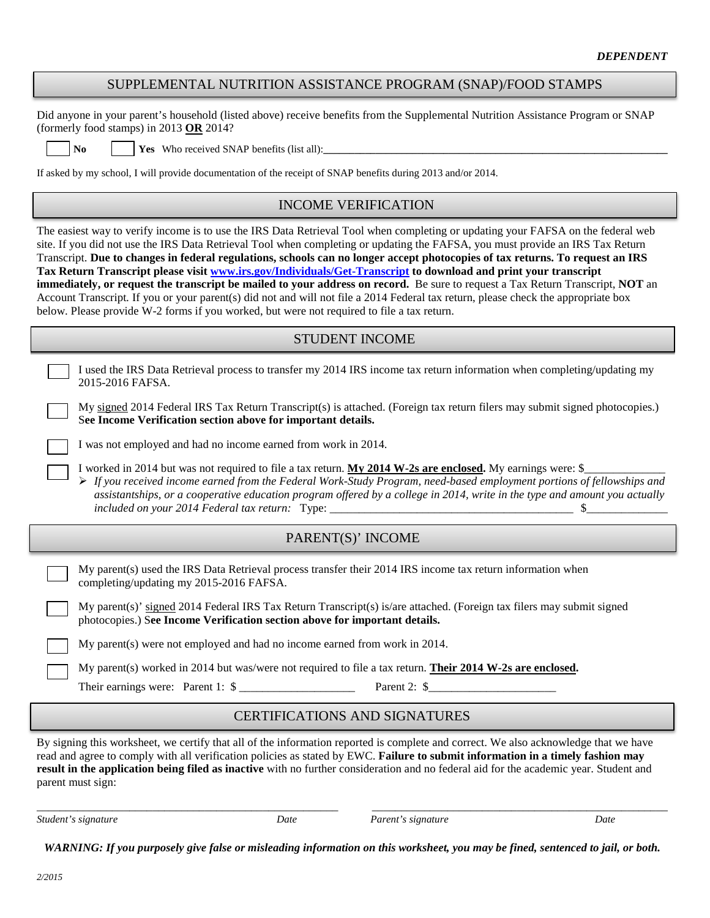***DEPENDENT***

## SUPPLEMENTAL NUTRITION ASSISTANCE PROGRAM (SNAP)/FOOD STAMPS

Did anyone in your parent's household (listed above) receive benefits from the Supplemental Nutrition Assistance Program or SNAP (formerly food stamps) in 2013 **OR** 2014?

☐ **No** ☐ **Yes** Who received SNAP benefits (list all):_______________________________________________

If asked by my school, I will provide documentation of the receipt of SNAP benefits during 2013 and/or 2014.

## INCOME VERIFICATION

The easiest way to verify income is to use the IRS Data Retrieval Tool when completing or updating your FAFSA on the federal web site. If you did not use the IRS Data Retrieval Tool when completing or updating the FAFSA, you must provide an IRS Tax Return Transcript. **Due to changes in federal regulations, schools can no longer accept photocopies of tax returns. To request an IRS Tax Return Transcript please visit [www.irs.gov/Individuals/Get-Transcript](www.irs.gov/Individuals/Get-Transcript) to download and print your transcript immediately, or request the transcript be mailed to your address on record.** Be sure to request a Tax Return Transcript, **NOT** an Account Transcript. If you or your parent(s) did not and will not file a 2014 Federal tax return, please check the appropriate box below. Please provide W-2 forms if you worked, but were not required to file a tax return.

## STUDENT INCOME

☐ I used the IRS Data Retrieval process to transfer my 2014 IRS income tax return information when completing/updating my 2015-2016 FAFSA.

☐ My signed 2014 Federal IRS Tax Return Transcript(s) is attached. (Foreign tax return filers may submit signed photocopies.) S**ee Income Verification section above for important details.**

☐ I was not employed and had no income earned from work in 2014.

☐ I worked in 2014 but was not required to file a tax return. **My 2014 W-2s are enclosed.** My earnings were: $_____________

- *If you received income earned from the Federal Work-Study Program, need-based employment portions of fellowships and assistantships, or a cooperative education program offered by a college in 2014, write in the type and amount you actually included on your 2014 Federal tax return:* Type: ________________________________________ $_____________

## PARENT(S)' INCOME

☐ My parent(s) used the IRS Data Retrieval process transfer their 2014 IRS income tax return information when completing/updating my 2015-2016 FAFSA.

☐ My parent(s)' signed 2014 Federal IRS Tax Return Transcript(s) is/are attached. (Foreign tax filers may submit signed photocopies.) S**ee Income Verification section above for important details.**

☐ My parent(s) were not employed and had no income earned from work in 2014.

☐ My parent(s) worked in 2014 but was/were not required to file a tax return. **Their 2014 W-2s are enclosed.**

Their earnings were: Parent 1: $ ___________________ Parent 2: $_____________________

## CERTIFICATIONS AND SIGNATURES

By signing this worksheet, we certify that all of the information reported is complete and correct. We also acknowledge that we have read and agree to comply with all verification policies as stated by EWC. **Failure to submit information in a timely fashion may result in the application being filed as inactive** with no further consideration and no federal aid for the academic year. Student and parent must sign:

_____________________________________________ _____________________________________________

*Student's signature* *Date* *Parent's signature* *Date*

***WARNING: If you purposely give false or misleading information on this worksheet, you may be fined, sentenced to jail, or both.***

*2/2015*